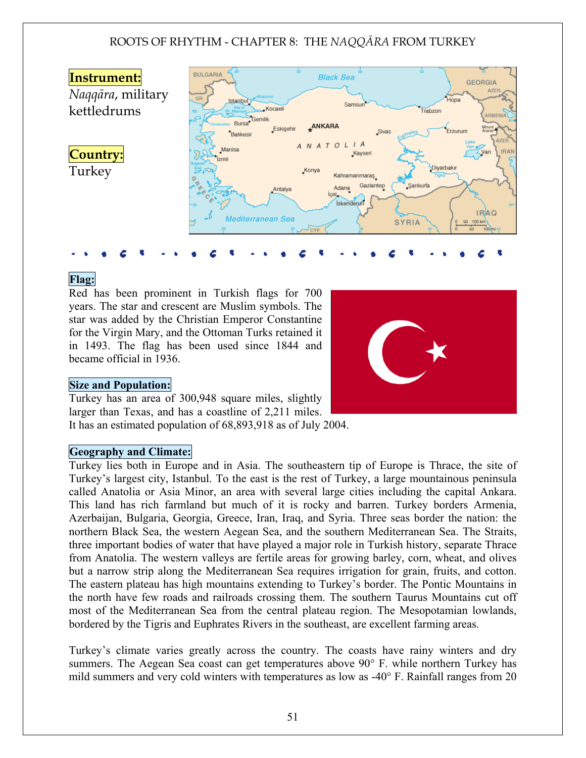**Instrument:**

*Naqqāra*, military kettledrums

**Country:**

Turkey

**Flag:**

Red has been prominent in Turkish flags for 700 years. The star and crescent are Muslim symbols. The star was added by the Christian Emperor Constantine for the Virgin Mary, and the Ottoman Turks retained it in 1493. The flag has been used since 1844 and became official in 1936.

**Size and Population:**

Turkey has an area of 300,948 square miles, slightly larger than Texas, and has a coastline of 2,211 miles. It has an estimated population of 68,893,918 as of July 2004.

**Geography and Climate:**

Turkey lies both in Europe and in Asia. The southeastern tip of Europe is Thrace, the site of Turkey's largest city, Istanbul. To the east is the rest of Turkey, a large mountainous peninsula called Anatolia or Asia Minor, an area with several large cities including the capital Ankara. This land has rich farmland but much of it is rocky and barren. Turkey borders Armenia, Azerbaijan, Bulgaria, Georgia, Greece, Iran, Iraq, and Syria. Three seas border the nation: the northern Black Sea, the western Aegean Sea, and the southern Mediterranean Sea. The Straits, three important bodies of water that have played a major role in Turkish history, separate Thrace from Anatolia. The western valleys are fertile areas for growing barley, corn, wheat, and olives but a narrow strip along the Mediterranean Sea requires irrigation for grain, fruits, and cotton. The eastern plateau has high mountains extending to Turkey's border. The Pontic Mountains in the north have few roads and railroads crossing them. The southern Taurus Mountains cut off most of the Mediterranean Sea from the central plateau region. The Mesopotamian lowlands, bordered by the Tigris and Euphrates Rivers in the southeast, are excellent farming areas.

Turkey's climate varies greatly across the country. The coasts have rainy winters and dry summers. The Aegean Sea coast can get temperatures above 90° F. while northern Turkey has mild summers and very cold winters with temperatures as low as -40° F. Rainfall ranges from 20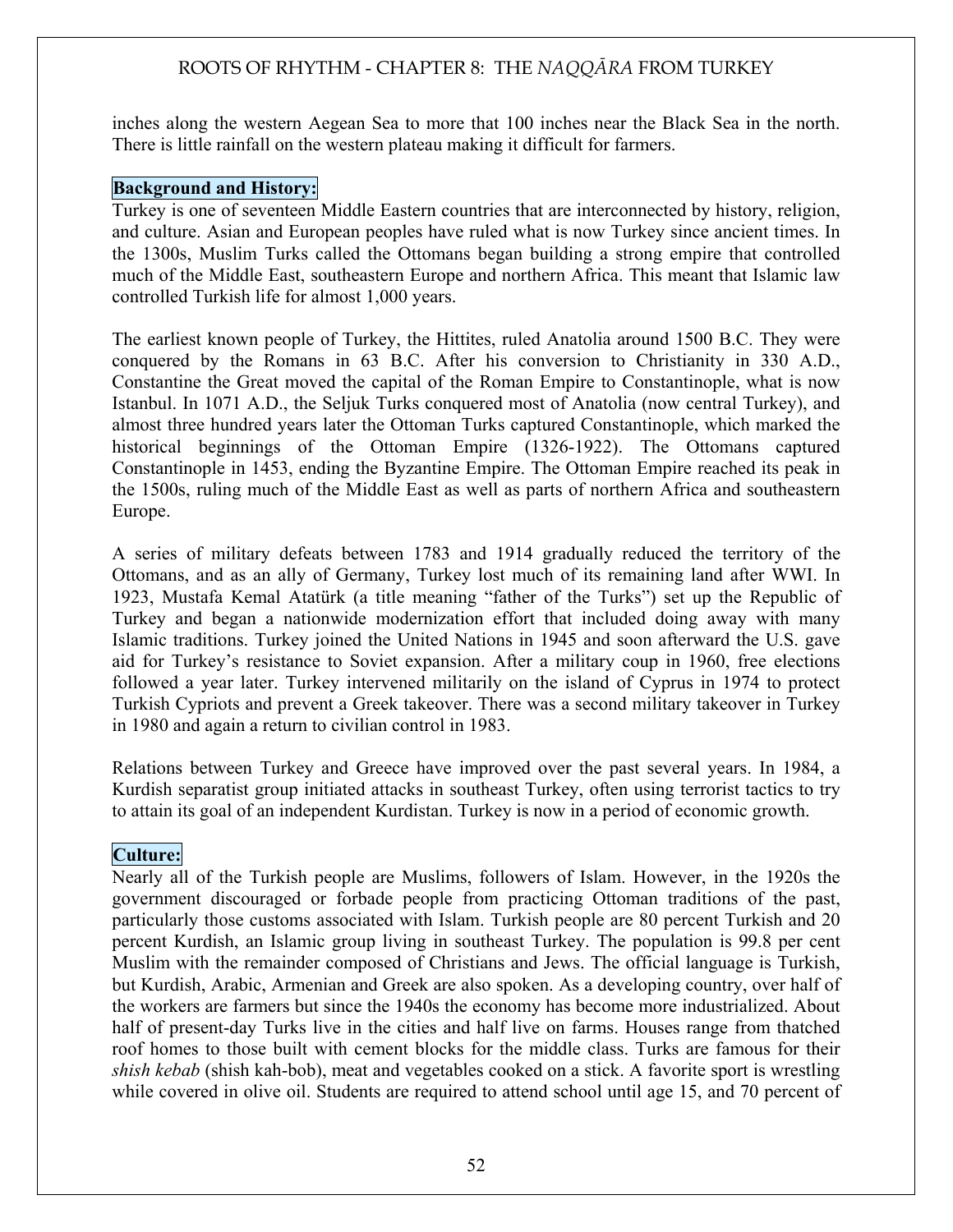inches along the western Aegean Sea to more that 100 inches near the Black Sea in the north. There is little rainfall on the western plateau making it difficult for farmers.

**Background and History:**

Turkey is one of seventeen Middle Eastern countries that are interconnected by history, religion, and culture. Asian and European peoples have ruled what is now Turkey since ancient times. In the 1300s, Muslim Turks called the Ottomans began building a strong empire that controlled much of the Middle East, southeastern Europe and northern Africa. This meant that Islamic law controlled Turkish life for almost 1,000 years.

The earliest known people of Turkey, the Hittites, ruled Anatolia around 1500 B.C. They were conquered by the Romans in 63 B.C. After his conversion to Christianity in 330 A.D., Constantine the Great moved the capital of the Roman Empire to Constantinople, what is now Istanbul. In 1071 A.D., the Seljuk Turks conquered most of Anatolia (now central Turkey), and almost three hundred years later the Ottoman Turks captured Constantinople, which marked the historical beginnings of the Ottoman Empire (1326-1922). The Ottomans captured Constantinople in 1453, ending the Byzantine Empire. The Ottoman Empire reached its peak in the 1500s, ruling much of the Middle East as well as parts of northern Africa and southeastern Europe.

A series of military defeats between 1783 and 1914 gradually reduced the territory of the Ottomans, and as an ally of Germany, Turkey lost much of its remaining land after WWI. In 1923, Mustafa Kemal Atatürk (a title meaning "father of the Turks") set up the Republic of Turkey and began a nationwide modernization effort that included doing away with many Islamic traditions. Turkey joined the United Nations in 1945 and soon afterward the U.S. gave aid for Turkey's resistance to Soviet expansion. After a military coup in 1960, free elections followed a year later. Turkey intervened militarily on the island of Cyprus in 1974 to protect Turkish Cypriots and prevent a Greek takeover. There was a second military takeover in Turkey in 1980 and again a return to civilian control in 1983.

Relations between Turkey and Greece have improved over the past several years. In 1984, a Kurdish separatist group initiated attacks in southeast Turkey, often using terrorist tactics to try to attain its goal of an independent Kurdistan. Turkey is now in a period of economic growth.

**Culture:**

Nearly all of the Turkish people are Muslims, followers of Islam. However, in the 1920s the government discouraged or forbade people from practicing Ottoman traditions of the past, particularly those customs associated with Islam. Turkish people are 80 percent Turkish and 20 percent Kurdish, an Islamic group living in southeast Turkey. The population is 99.8 per cent Muslim with the remainder composed of Christians and Jews. The official language is Turkish, but Kurdish, Arabic, Armenian and Greek are also spoken. As a developing country, over half of the workers are farmers but since the 1940s the economy has become more industrialized. About half of present-day Turks live in the cities and half live on farms. Houses range from thatched roof homes to those built with cement blocks for the middle class. Turks are famous for their *shish kebab* (shish kah-bob), meat and vegetables cooked on a stick. A favorite sport is wrestling while covered in olive oil. Students are required to attend school until age 15, and 70 percent of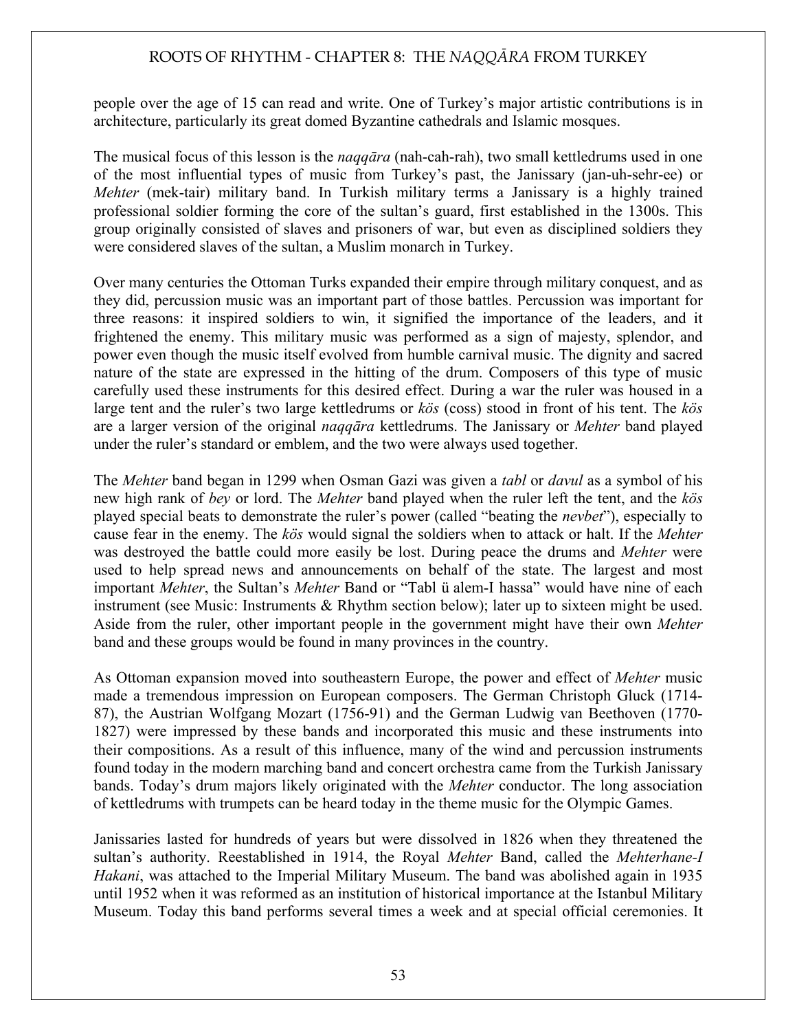people over the age of 15 can read and write. One of Turkey's major artistic contributions is in architecture, particularly its great domed Byzantine cathedrals and Islamic mosques.

The musical focus of this lesson is the *naqqāra* (nah-cah-rah), two small kettledrums used in one of the most influential types of music from Turkey's past, the Janissary (jan-uh-sehr-ee) or *Mehter* (mek-tair) military band. In Turkish military terms a Janissary is a highly trained professional soldier forming the core of the sultan's guard, first established in the 1300s. This group originally consisted of slaves and prisoners of war, but even as disciplined soldiers they were considered slaves of the sultan, a Muslim monarch in Turkey.

Over many centuries the Ottoman Turks expanded their empire through military conquest, and as they did, percussion music was an important part of those battles. Percussion was important for three reasons: it inspired soldiers to win, it signified the importance of the leaders, and it frightened the enemy. This military music was performed as a sign of majesty, splendor, and power even though the music itself evolved from humble carnival music. The dignity and sacred nature of the state are expressed in the hitting of the drum. Composers of this type of music carefully used these instruments for this desired effect. During a war the ruler was housed in a large tent and the ruler's two large kettledrums or *kös* (coss) stood in front of his tent. The *kös* are a larger version of the original *naqqāra* kettledrums. The Janissary or *Mehter* band played under the ruler's standard or emblem, and the two were always used together.

The *Mehter* band began in 1299 when Osman Gazi was given a *tabl* or *davul* as a symbol of his new high rank of *bey* or lord. The *Mehter* band played when the ruler left the tent, and the *kös* played special beats to demonstrate the ruler's power (called "beating the *nevbet*"), especially to cause fear in the enemy. The *kös* would signal the soldiers when to attack or halt. If the *Mehter* was destroyed the battle could more easily be lost. During peace the drums and *Mehter* were used to help spread news and announcements on behalf of the state. The largest and most important *Mehter*, the Sultan's *Mehter* Band or "Tabl ü alem-I hassa" would have nine of each instrument (see Music: Instruments & Rhythm section below); later up to sixteen might be used. Aside from the ruler, other important people in the government might have their own *Mehter* band and these groups would be found in many provinces in the country.

As Ottoman expansion moved into southeastern Europe, the power and effect of *Mehter* music made a tremendous impression on European composers. The German Christoph Gluck (1714-87), the Austrian Wolfgang Mozart (1756-91) and the German Ludwig van Beethoven (1770-1827) were impressed by these bands and incorporated this music and these instruments into their compositions. As a result of this influence, many of the wind and percussion instruments found today in the modern marching band and concert orchestra came from the Turkish Janissary bands. Today's drum majors likely originated with the *Mehter* conductor. The long association of kettledrums with trumpets can be heard today in the theme music for the Olympic Games.

Janissaries lasted for hundreds of years but were dissolved in 1826 when they threatened the sultan's authority. Reestablished in 1914, the Royal *Mehter* Band, called the *Mehterhane-I Hakani*, was attached to the Imperial Military Museum. The band was abolished again in 1935 until 1952 when it was reformed as an institution of historical importance at the Istanbul Military Museum. Today this band performs several times a week and at special official ceremonies. It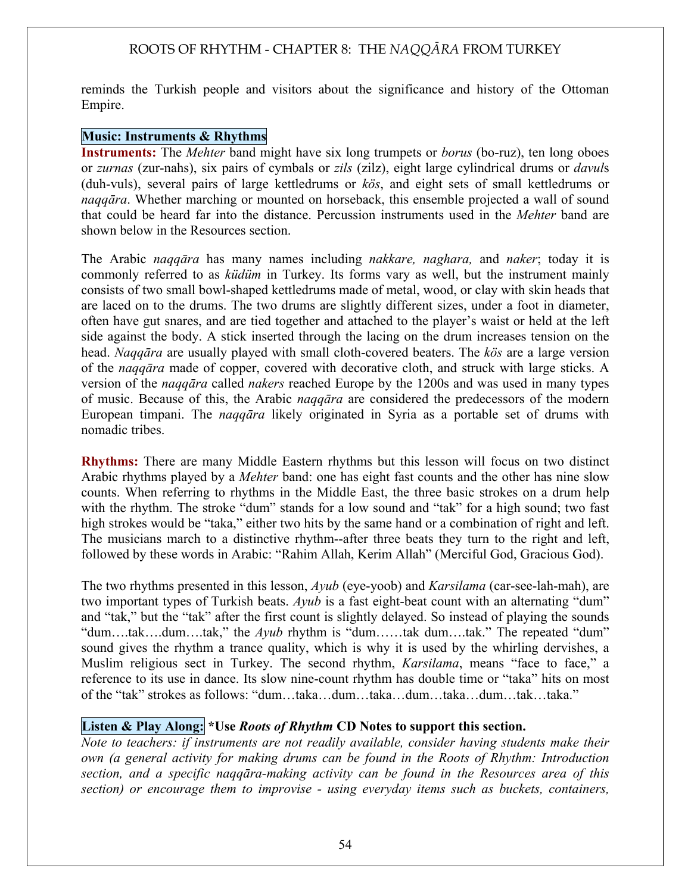reminds the Turkish people and visitors about the significance and history of the Ottoman Empire.

**Music: Instruments & Rhythms**

**Instruments:** The *Mehter* band might have six long trumpets or *borus* (bo-ruz), ten long oboes or *zurnas* (zur-nahs), six pairs of cymbals or *zils* (zilz), eight large cylindrical drums or *davul*s (duh-vuls), several pairs of large kettledrums or *kös*, and eight sets of small kettledrums or *naqqāra*. Whether marching or mounted on horseback, this ensemble projected a wall of sound that could be heard far into the distance. Percussion instruments used in the *Mehter* band are shown below in the Resources section.

The Arabic *naqqāra* has many names including *nakkare, naghara,* and *naker*; today it is commonly referred to as *küdüm* in Turkey. Its forms vary as well, but the instrument mainly consists of two small bowl-shaped kettledrums made of metal, wood, or clay with skin heads that are laced on to the drums. The two drums are slightly different sizes, under a foot in diameter, often have gut snares, and are tied together and attached to the player's waist or held at the left side against the body. A stick inserted through the lacing on the drum increases tension on the head. *Naqqāra* are usually played with small cloth-covered beaters. The *kös* are a large version of the *naqqāra* made of copper, covered with decorative cloth, and struck with large sticks. A version of the *naqqāra* called *nakers* reached Europe by the 1200s and was used in many types of music. Because of this, the Arabic *naqqāra* are considered the predecessors of the modern European timpani. The *naqqāra* likely originated in Syria as a portable set of drums with nomadic tribes.

**Rhythms:** There are many Middle Eastern rhythms but this lesson will focus on two distinct Arabic rhythms played by a *Mehter* band: one has eight fast counts and the other has nine slow counts. When referring to rhythms in the Middle East, the three basic strokes on a drum help with the rhythm. The stroke "dum" stands for a low sound and "tak" for a high sound; two fast high strokes would be "taka," either two hits by the same hand or a combination of right and left. The musicians march to a distinctive rhythm--after three beats they turn to the right and left, followed by these words in Arabic: "Rahim Allah, Kerim Allah" (Merciful God, Gracious God).

The two rhythms presented in this lesson, *Ayub* (eye-yoob) and *Karsilama* (car-see-lah-mah), are two important types of Turkish beats. *Ayub* is a fast eight-beat count with an alternating "dum" and "tak," but the "tak" after the first count is slightly delayed. So instead of playing the sounds "dum….tak….dum….tak," the *Ayub* rhythm is "dum……tak dum….tak." The repeated "dum" sound gives the rhythm a trance quality, which is why it is used by the whirling dervishes, a Muslim religious sect in Turkey. The second rhythm, *Karsilama*, means "face to face," a reference to its use in dance. Its slow nine-count rhythm has double time or "taka" hits on most of the "tak" strokes as follows: "dum…taka…dum…taka…dum…taka…dum…tak…taka."

**Listen & Play Along:** **\*Use *Roots of Rhythm* CD Notes to support this section.**

*Note to teachers: if instruments are not readily available, consider having students make their own (a general activity for making drums can be found in the Roots of Rhythm: Introduction section, and a specific naqqāra-making activity can be found in the Resources area of this section) or encourage them to improvise - using everyday items such as buckets, containers,*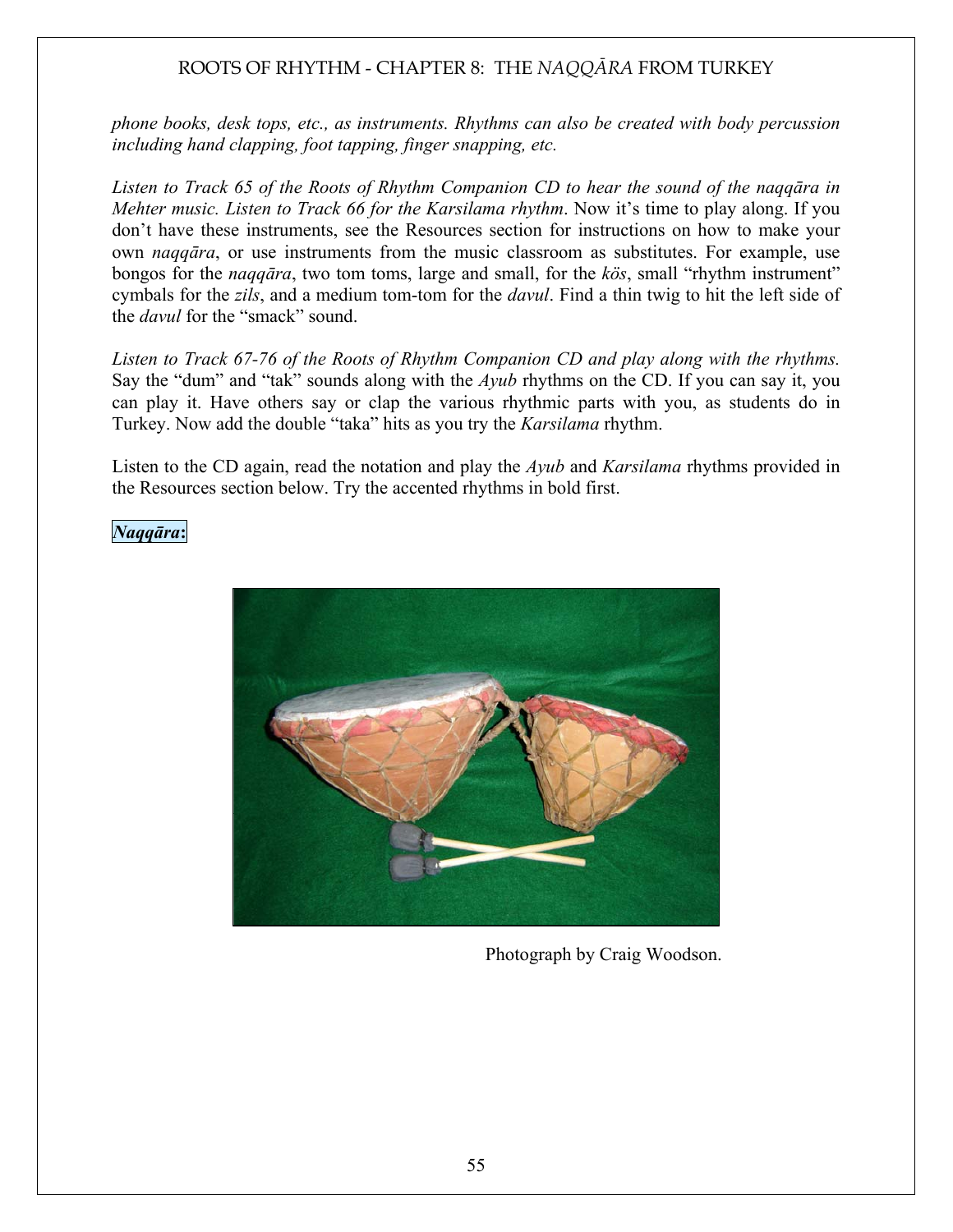*phone books, desk tops, etc., as instruments. Rhythms can also be created with body percussion including hand clapping, foot tapping, finger snapping, etc.*

*Listen to Track 65 of the Roots of Rhythm Companion CD to hear the sound of the naqqāra in Mehter music. Listen to Track 66 for the Karsilama rhythm*. Now it's time to play along. If you don't have these instruments, see the Resources section for instructions on how to make your own *naqqāra*, or use instruments from the music classroom as substitutes. For example, use bongos for the *naqqāra*, two tom toms, large and small, for the *kös*, small "rhythm instrument" cymbals for the *zils*, and a medium tom-tom for the *davul*. Find a thin twig to hit the left side of the *davul* for the "smack" sound.

*Listen to Track 67-76 of the Roots of Rhythm Companion CD and play along with the rhythms.* Say the "dum" and "tak" sounds along with the *Ayub* rhythms on the CD. If you can say it, you can play it. Have others say or clap the various rhythmic parts with you, as students do in Turkey. Now add the double "taka" hits as you try the *Karsilama* rhythm.

Listen to the CD again, read the notation and play the *Ayub* and *Karsilama* rhythms provided in the Resources section below. Try the accented rhythms in bold first.

***Naqqāra*:**

Photograph by Craig Woodson.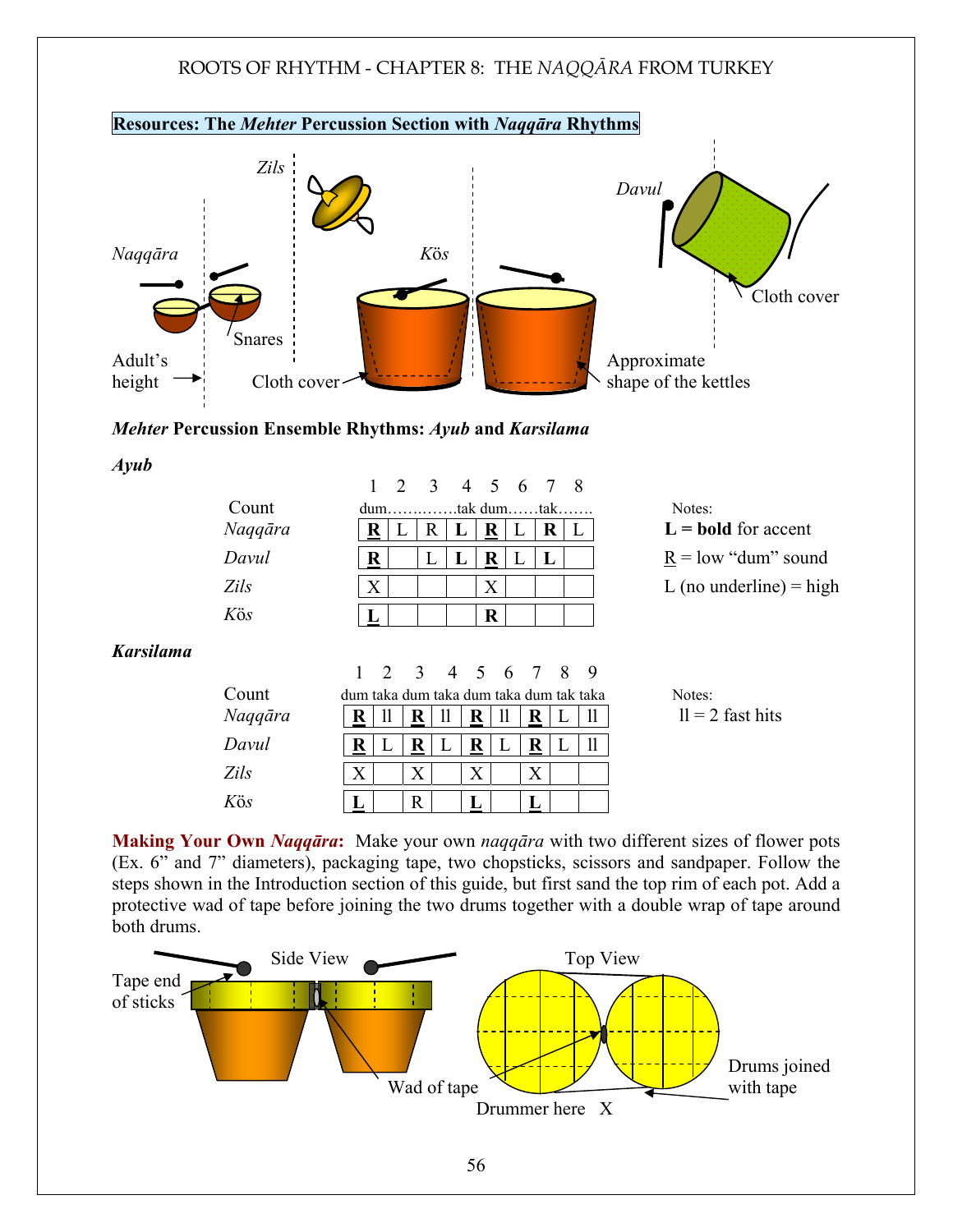## Resources: The *Mehter* Percussion Section with *Naqqāra* Rhythms

Zils

Davul

Naqqāra

Kös

Cloth cover

Snares

Adult's height

Cloth cover

Approximate shape of the kettles

### *Mehter* Percussion Ensemble Rhythms: *Ayub* and *Karsilama*

#### *Ayub*

| Count | 1 | 2 | 3 | 4 | 5 | 6 | 7 | 8 |
|---|---|---|---|---|---|---|---|---|
| | dum……… | | …tak | | dum…… | | tak……. | |
| *Naqqāra* | **R** | L | R | **L** | **R** | L | **R** | L |
| *Davul* | **R** | | L | **L** | **R** | L | **L** | |
| *Zils* | X | | | | X | | | |
| *Kös* | **L** | | | | **R** | | | |

Notes:
**L = bold** for accent
R = low "dum" sound
L (no underline) = high

#### *Karsilama*

| Count | 1 | 2 | 3 | 4 | 5 | 6 | 7 | 8 | 9 |
|---|---|---|---|---|---|---|---|---|---|
| | dum | taka | dum | taka | dum | taka | dum | tak | taka |
| *Naqqāra* | **R** | ll | **R** | ll | **R** | ll | **R** | L | ll |
| *Davul* | **R** | L | **R** | L | **R** | L | **R** | L | ll |
| *Zils* | X | | X | | X | | X | | |
| *Kös* | **L** | | R | | **L** | | **L** | | |

Notes:
ll = 2 fast hits

**Making Your Own *Naqqāra*:** Make your own *naqqāra* with two different sizes of flower pots (Ex. 6" and 7" diameters), packaging tape, two chopsticks, scissors and sandpaper. Follow the steps shown in the Introduction section of this guide, but first sand the top rim of each pot. Add a protective wad of tape before joining the two drums together with a double wrap of tape around both drums.

Side View

Tape end of sticks

Wad of tape

Top View

Drums joined with tape

Drummer here X